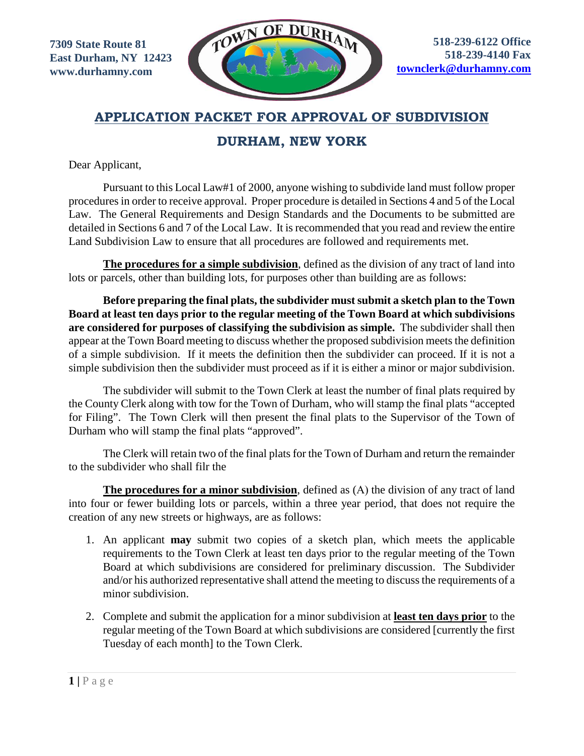7309 State Route 81
East Durham, NY 12423
www.durhamny.com

518-239-6122 Office
518-239-4140 Fax
townclerk@durhamny.com

# APPLICATION PACKET FOR APPROVAL OF SUBDIVISION

## DURHAM, NEW YORK

Dear Applicant,

Pursuant to this Local Law#1 of 2000, anyone wishing to subdivide land must follow proper procedures in order to receive approval. Proper procedure is detailed in Sections 4 and 5 of the Local Law. The General Requirements and Design Standards and the Documents to be submitted are detailed in Sections 6 and 7 of the Local Law. It is recommended that you read and review the entire Land Subdivision Law to ensure that all procedures are followed and requirements met.

**The procedures for a simple subdivision**, defined as the division of any tract of land into lots or parcels, other than building lots, for purposes other than building are as follows:

**Before preparing the final plats, the subdivider must submit a sketch plan to the Town Board at least ten days prior to the regular meeting of the Town Board at which subdivisions are considered for purposes of classifying the subdivision as simple.** The subdivider shall then appear at the Town Board meeting to discuss whether the proposed subdivision meets the definition of a simple subdivision. If it meets the definition then the subdivider can proceed. If it is not a simple subdivision then the subdivider must proceed as if it is either a minor or major subdivision.

The subdivider will submit to the Town Clerk at least the number of final plats required by the County Clerk along with tow for the Town of Durham, who will stamp the final plats "accepted for Filing". The Town Clerk will then present the final plats to the Supervisor of the Town of Durham who will stamp the final plats "approved".

The Clerk will retain two of the final plats for the Town of Durham and return the remainder to the subdivider who shall filr the

**The procedures for a minor subdivision**, defined as (A) the division of any tract of land into four or fewer building lots or parcels, within a three year period, that does not require the creation of any new streets or highways, are as follows:

1. An applicant **may** submit two copies of a sketch plan, which meets the applicable requirements to the Town Clerk at least ten days prior to the regular meeting of the Town Board at which subdivisions are considered for preliminary discussion. The Subdivider and/or his authorized representative shall attend the meeting to discuss the requirements of a minor subdivision.
2. Complete and submit the application for a minor subdivision at **least ten days prior** to the regular meeting of the Town Board at which subdivisions are considered [currently the first Tuesday of each month] to the Town Clerk.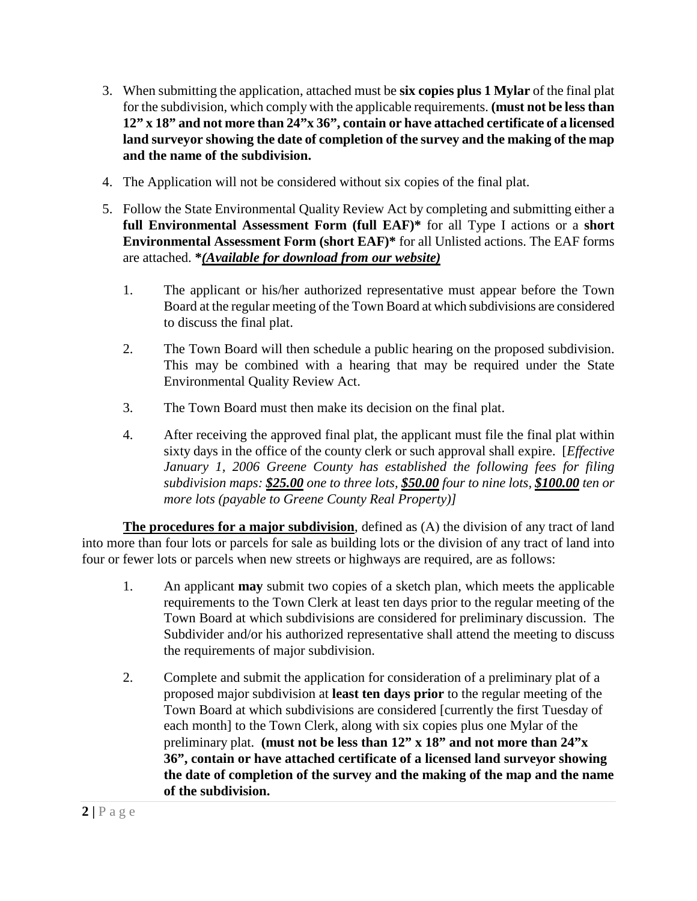3. When submitting the application, attached must be **six copies plus 1 Mylar** of the final plat for the subdivision, which comply with the applicable requirements. **(must not be less than 12" x 18" and not more than 24"x 36", contain or have attached certificate of a licensed land surveyor showing the date of completion of the survey and the making of the map and the name of the subdivision.**

4. The Application will not be considered without six copies of the final plat.

5. Follow the State Environmental Quality Review Act by completing and submitting either a **full Environmental Assessment Form (full EAF)*** for all Type I actions or a **short Environmental Assessment Form (short EAF)*** for all Unlisted actions. The EAF forms are attached. ***(Available for download from our website)***

    1. The applicant or his/her authorized representative must appear before the Town Board at the regular meeting of the Town Board at which subdivisions are considered to discuss the final plat.

    2. The Town Board will then schedule a public hearing on the proposed subdivision. This may be combined with a hearing that may be required under the State Environmental Quality Review Act.

    3. The Town Board must then make its decision on the final plat.

    4. After receiving the approved final plat, the applicant must file the final plat within sixty days in the office of the county clerk or such approval shall expire. [*Effective January 1, 2006 Greene County has established the following fees for filing subdivision maps: **$25.00** one to three lots, **$50.00** four to nine lots, **$100.00** ten or more lots (payable to Greene County Real Property)]*

**The procedures for a major subdivision**, defined as (A) the division of any tract of land into more than four lots or parcels for sale as building lots or the division of any tract of land into four or fewer lots or parcels when new streets or highways are required, are as follows:

1. An applicant **may** submit two copies of a sketch plan, which meets the applicable requirements to the Town Clerk at least ten days prior to the regular meeting of the Town Board at which subdivisions are considered for preliminary discussion. The Subdivider and/or his authorized representative shall attend the meeting to discuss the requirements of major subdivision.

2. Complete and submit the application for consideration of a preliminary plat of a proposed major subdivision at **least ten days prior** to the regular meeting of the Town Board at which subdivisions are considered [currently the first Tuesday of each month] to the Town Clerk, along with six copies plus one Mylar of the preliminary plat. **(must not be less than 12" x 18" and not more than 24"x 36", contain or have attached certificate of a licensed land surveyor showing the date of completion of the survey and the making of the map and the name of the subdivision.**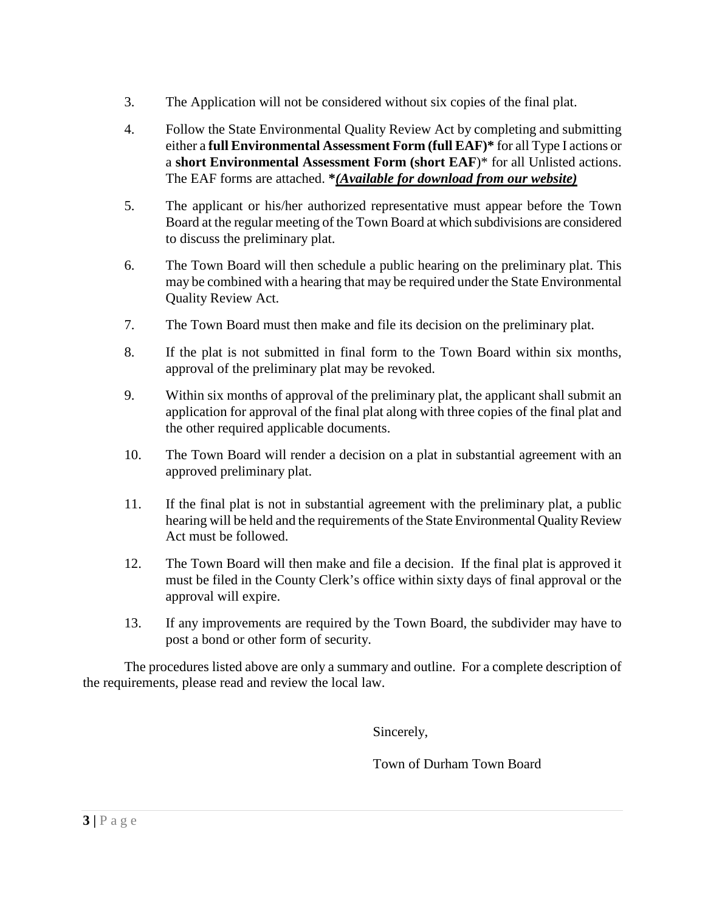3. The Application will not be considered without six copies of the final plat.

4. Follow the State Environmental Quality Review Act by completing and submitting either a **full Environmental Assessment Form (full EAF)*** for all Type I actions or a **short Environmental Assessment Form (short EAF**)* for all Unlisted actions. The EAF forms are attached. ***_(Available for download from our website)_**

5. The applicant or his/her authorized representative must appear before the Town Board at the regular meeting of the Town Board at which subdivisions are considered to discuss the preliminary plat.

6. The Town Board will then schedule a public hearing on the preliminary plat. This may be combined with a hearing that may be required under the State Environmental Quality Review Act.

7. The Town Board must then make and file its decision on the preliminary plat.

8. If the plat is not submitted in final form to the Town Board within six months, approval of the preliminary plat may be revoked.

9. Within six months of approval of the preliminary plat, the applicant shall submit an application for approval of the final plat along with three copies of the final plat and the other required applicable documents.

10. The Town Board will render a decision on a plat in substantial agreement with an approved preliminary plat.

11. If the final plat is not in substantial agreement with the preliminary plat, a public hearing will be held and the requirements of the State Environmental Quality Review Act must be followed.

12. The Town Board will then make and file a decision. If the final plat is approved it must be filed in the County Clerk's office within sixty days of final approval or the approval will expire.

13. If any improvements are required by the Town Board, the subdivider may have to post a bond or other form of security.

The procedures listed above are only a summary and outline. For a complete description of the requirements, please read and review the local law.

Sincerely,

Town of Durham Town Board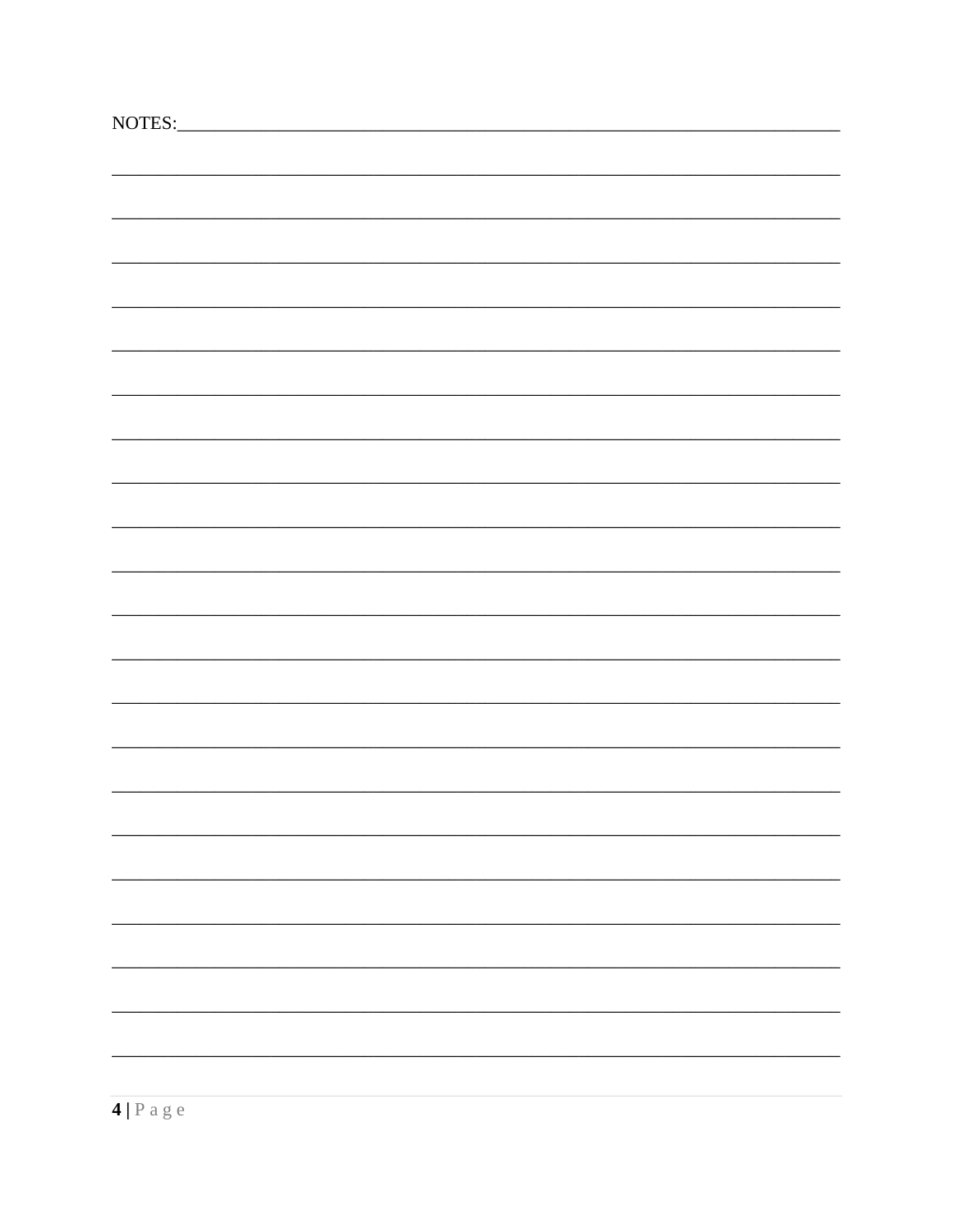NOTES:___________________________________________________________________________

_______________________________________________________________________________

_______________________________________________________________________________

_______________________________________________________________________________

_______________________________________________________________________________

_______________________________________________________________________________

_______________________________________________________________________________

_______________________________________________________________________________

_______________________________________________________________________________

_______________________________________________________________________________

_______________________________________________________________________________

_______________________________________________________________________________

_______________________________________________________________________________

_______________________________________________________________________________

_______________________________________________________________________________

_______________________________________________________________________________

_______________________________________________________________________________

_______________________________________________________________________________

_______________________________________________________________________________

_______________________________________________________________________________

_______________________________________________________________________________

_______________________________________________________________________________

_______________________________________________________________________________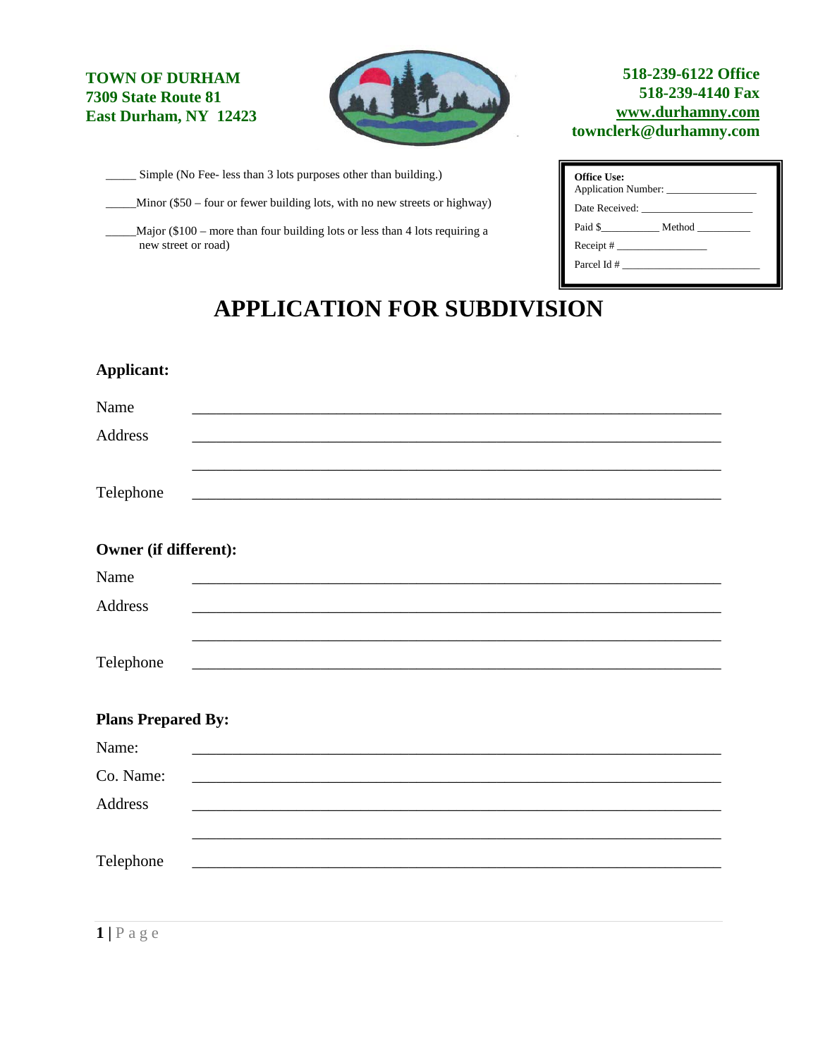**TOWN OF DURHAM**
**7309 State Route 81**
**East Durham, NY 12423**

**518-239-6122 Office**
**518-239-4140 Fax**
**www.durhamny.com**
**townclerk@durhamny.com**

_____ Simple (No Fee- less than 3 lots purposes other than building.)

_____Minor ($50 – four or fewer building lots, with no new streets or highway)

_____Major ($100 – more than four building lots or less than 4 lots requiring a new street or road)

**Office Use:**
Application Number: ________________
Date Received: ____________________
Paid $__________ Method _________
Receipt # ________________
Parcel Id # _________________________

# APPLICATION FOR SUBDIVISION

**Applicant:**

Name ____________________________________________________________

Address ____________________________________________________________

____________________________________________________________

Telephone ____________________________________________________________

**Owner (if different):**

Name ____________________________________________________________

Address ____________________________________________________________

____________________________________________________________

Telephone ____________________________________________________________

**Plans Prepared By:**

Name: ____________________________________________________________

Co. Name: ____________________________________________________________

Address ____________________________________________________________

____________________________________________________________

Telephone ____________________________________________________________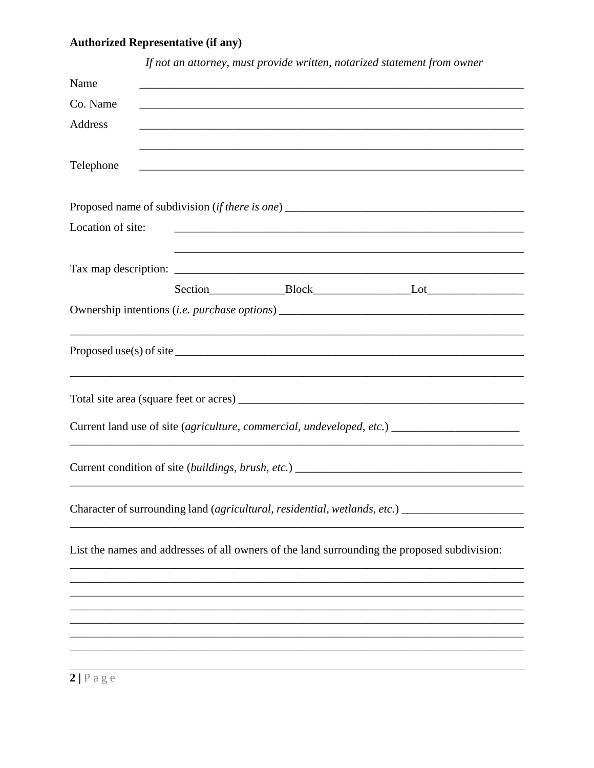**Authorized Representative (if any)**

*If not an attorney, must provide written, notarized statement from owner*

Name ____________________________________________________________________

Co. Name ____________________________________________________________________

Address ____________________________________________________________________

____________________________________________________________________

Telephone ____________________________________________________________________

Proposed name of subdivision (*if there is one*) ________________________________________

Location of site: ____________________________________________________________

____________________________________________________________

Tax map description: ____________________________________________________________

Section_____________Block________________Lot________________

Ownership intentions (*i.e. purchase options*) ________________________________________

______________________________________________________________________________

Proposed use(s) of site ____________________________________________________________

______________________________________________________________________________

Total site area (square feet or acres) __________________________________________________

Current land use of site (*agriculture, commercial, undeveloped, etc.*) ______________________

______________________________________________________________________________

Current condition of site (*buildings, brush, etc.*) ______________________________________

______________________________________________________________________________

Character of surrounding land (*agricultural, residential, wetlands, etc.*) ____________________

______________________________________________________________________________

List the names and addresses of all owners of the land surrounding the proposed subdivision:

______________________________________________________________________________

______________________________________________________________________________

______________________________________________________________________________

______________________________________________________________________________

______________________________________________________________________________

______________________________________________________________________________

______________________________________________________________________________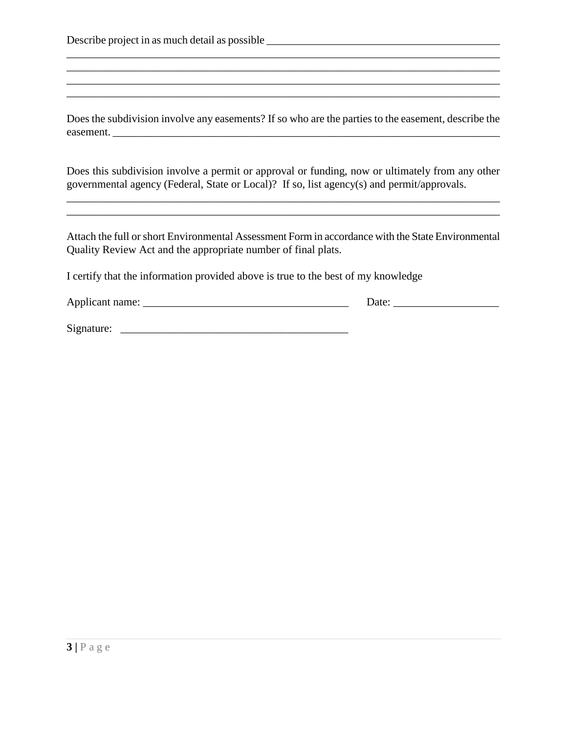Describe project in as much detail as possible ___________________________________________
_______________________________________________________________________________
_______________________________________________________________________________
_______________________________________________________________________________
_______________________________________________________________________________

Does the subdivision involve any easements? If so who are the parties to the easement, describe the easement. _______________________________________________________________________

Does this subdivision involve a permit or approval or funding, now or ultimately from any other governmental agency (Federal, State or Local)? If so, list agency(s) and permit/approvals.
_______________________________________________________________________________
_______________________________________________________________________________

Attach the full or short Environmental Assessment Form in accordance with the State Environmental Quality Review Act and the appropriate number of final plats.

I certify that the information provided above is true to the best of my knowledge

Applicant name: _____________________________________ Date: __________________

Signature: __________________________________________